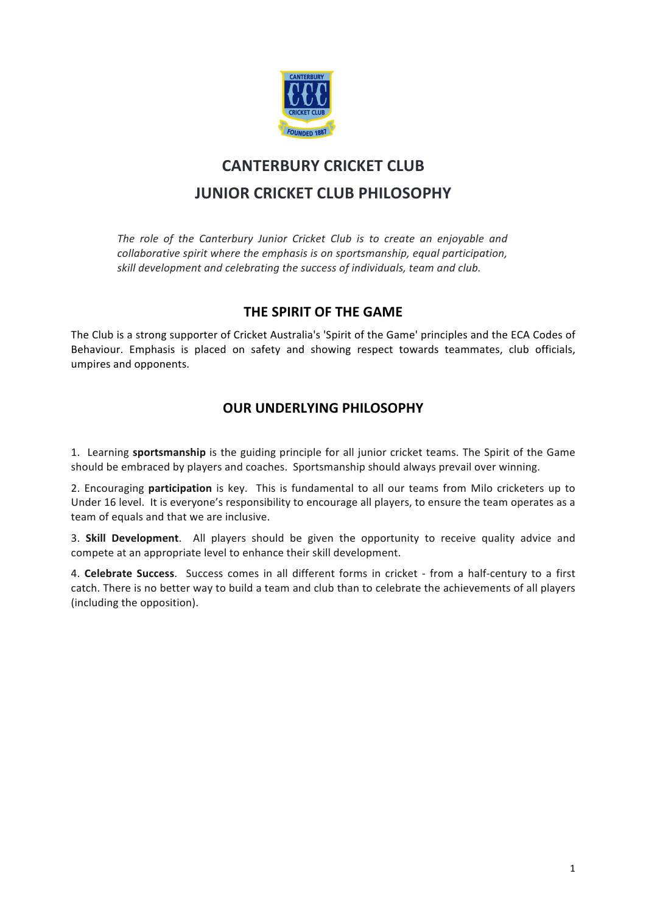# CANTERBURY CRICKET CLUB

# JUNIOR CRICKET CLUB PHILOSOPHY

*The role of the Canterbury Junior Cricket Club is to create an enjoyable and collaborative spirit where the emphasis is on sportsmanship, equal participation, skill development and celebrating the success of individuals, team and club.*

## THE SPIRIT OF THE GAME

The Club is a strong supporter of Cricket Australia's 'Spirit of the Game' principles and the ECA Codes of Behaviour. Emphasis is placed on safety and showing respect towards teammates, club officials, umpires and opponents.

## OUR UNDERLYING PHILOSOPHY

1. Learning **sportsmanship** is the guiding principle for all junior cricket teams. The Spirit of the Game should be embraced by players and coaches. Sportsmanship should always prevail over winning.

2. Encouraging **participation** is key. This is fundamental to all our teams from Milo cricketers up to Under 16 level. It is everyone's responsibility to encourage all players, to ensure the team operates as a team of equals and that we are inclusive.

3. **Skill Development**. All players should be given the opportunity to receive quality advice and compete at an appropriate level to enhance their skill development.

4. **Celebrate Success**. Success comes in all different forms in cricket - from a half-century to a first catch. There is no better way to build a team and club than to celebrate the achievements of all players (including the opposition).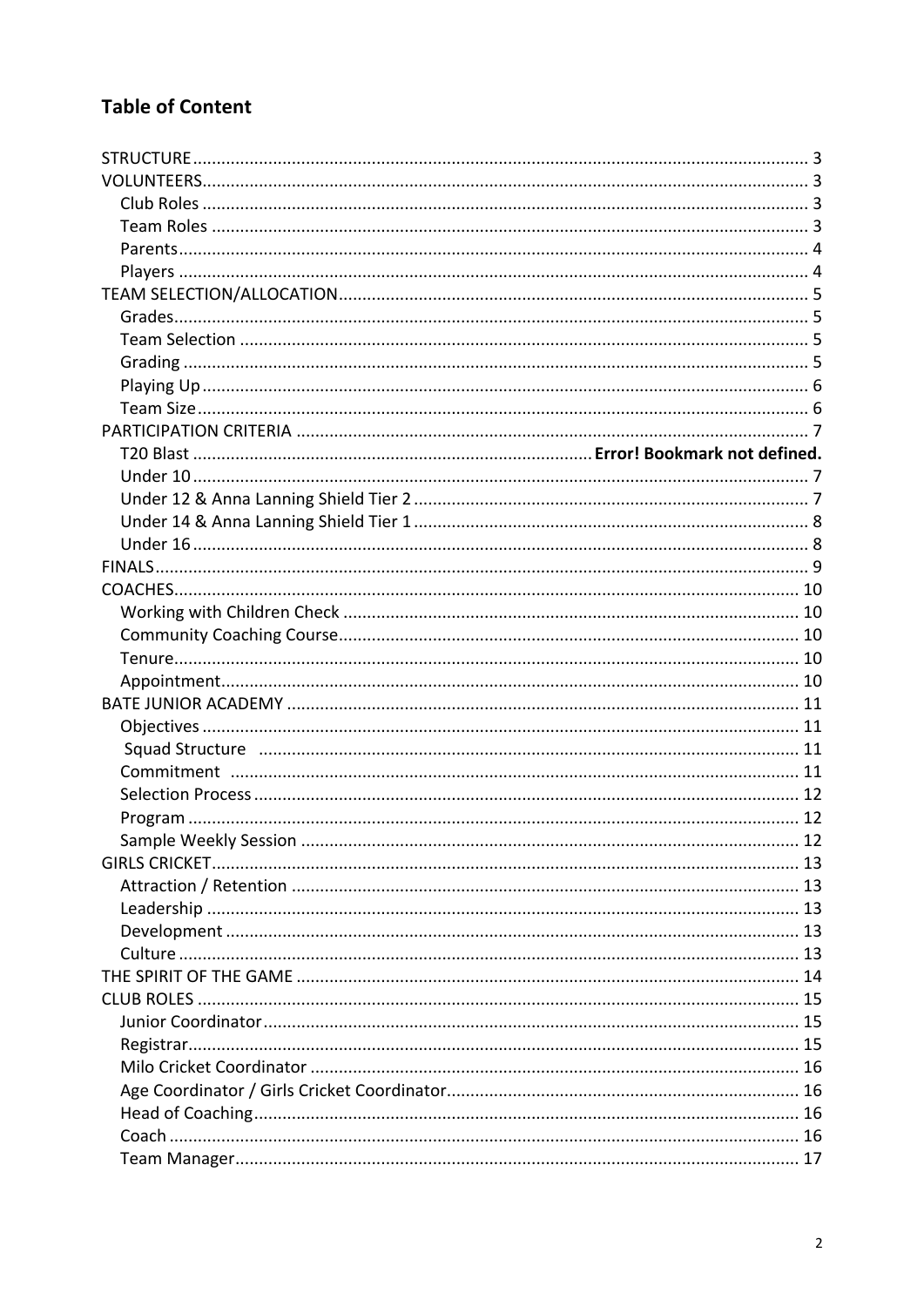## Table of Content

STRUCTURE ........ 3
VOLUNTEERS ........ 3
- Club Roles ........ 3
- Team Roles ........ 3
- Parents ........ 4
- Players ........ 4

TEAM SELECTION/ALLOCATION ........ 5
- Grades ........ 5
- Team Selection ........ 5
- Grading ........ 5
- Playing Up ........ 6
- Team Size ........ 6

PARTICIPATION CRITERIA ........ 7
- T20 Blast ........ **Error! Bookmark not defined.**
- Under 10 ........ 7
- Under 12 & Anna Lanning Shield Tier 2 ........ 7
- Under 14 & Anna Lanning Shield Tier 1 ........ 8
- Under 16 ........ 8

FINALS ........ 9
COACHES ........ 10
- Working with Children Check ........ 10
- Community Coaching Course ........ 10
- Tenure ........ 10
- Appointment ........ 10

BATE JUNIOR ACADEMY ........ 11
- Objectives ........ 11
- Squad Structure ........ 11
- Commitment ........ 11
- Selection Process ........ 12
- Program ........ 12
- Sample Weekly Session ........ 12

GIRLS CRICKET ........ 13
- Attraction / Retention ........ 13
- Leadership ........ 13
- Development ........ 13
- Culture ........ 13

THE SPIRIT OF THE GAME ........ 14
CLUB ROLES ........ 15
- Junior Coordinator ........ 15
- Registrar ........ 15
- Milo Cricket Coordinator ........ 16
- Age Coordinator / Girls Cricket Coordinator ........ 16
- Head of Coaching ........ 16
- Coach ........ 16
- Team Manager ........ 17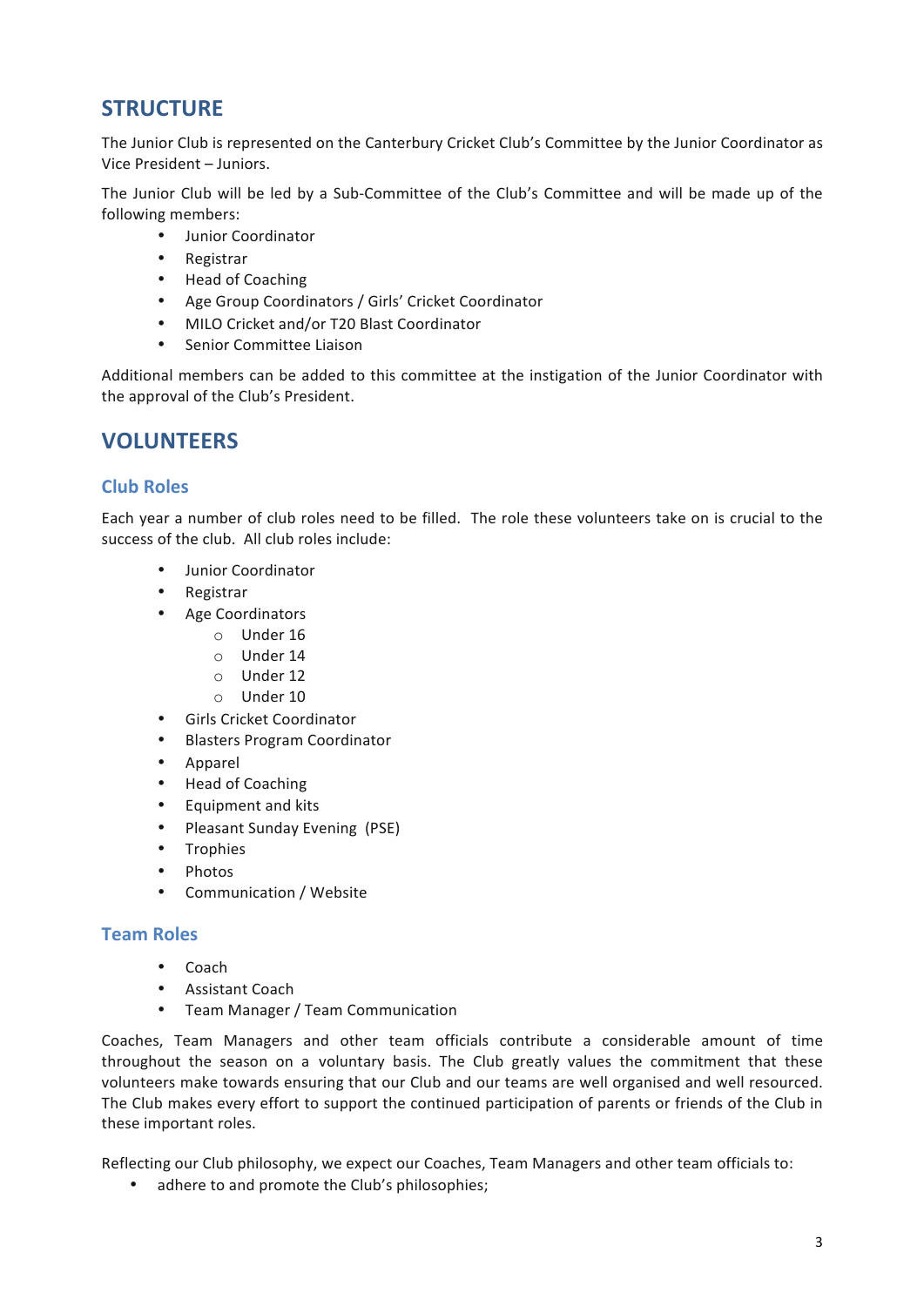## STRUCTURE

The Junior Club is represented on the Canterbury Cricket Club's Committee by the Junior Coordinator as Vice President – Juniors.

The Junior Club will be led by a Sub-Committee of the Club's Committee and will be made up of the following members:

- Junior Coordinator
- Registrar
- Head of Coaching
- Age Group Coordinators / Girls' Cricket Coordinator
- MILO Cricket and/or T20 Blast Coordinator
- Senior Committee Liaison

Additional members can be added to this committee at the instigation of the Junior Coordinator with the approval of the Club's President.

## VOLUNTEERS

### Club Roles

Each year a number of club roles need to be filled. The role these volunteers take on is crucial to the success of the club. All club roles include:

- Junior Coordinator
- Registrar
- Age Coordinators
  - Under 16
  - Under 14
  - Under 12
  - Under 10
- Girls Cricket Coordinator
- Blasters Program Coordinator
- Apparel
- Head of Coaching
- Equipment and kits
- Pleasant Sunday Evening (PSE)
- Trophies
- Photos
- Communication / Website

### Team Roles

- Coach
- Assistant Coach
- Team Manager / Team Communication

Coaches, Team Managers and other team officials contribute a considerable amount of time throughout the season on a voluntary basis. The Club greatly values the commitment that these volunteers make towards ensuring that our Club and our teams are well organised and well resourced. The Club makes every effort to support the continued participation of parents or friends of the Club in these important roles.

Reflecting our Club philosophy, we expect our Coaches, Team Managers and other team officials to:

- adhere to and promote the Club's philosophies;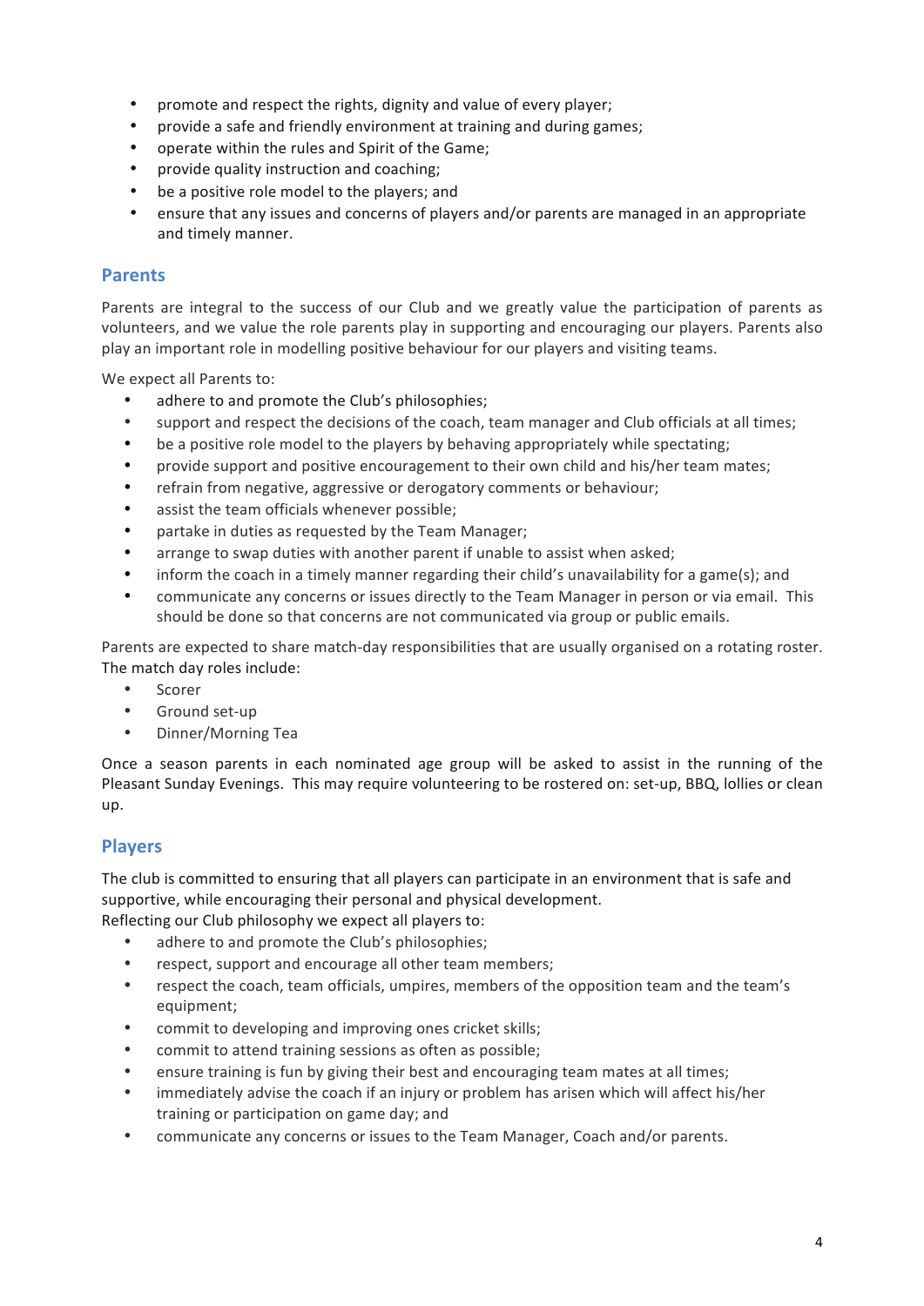- promote and respect the rights, dignity and value of every player;
- provide a safe and friendly environment at training and during games;
- operate within the rules and Spirit of the Game;
- provide quality instruction and coaching;
- be a positive role model to the players; and
- ensure that any issues and concerns of players and/or parents are managed in an appropriate and timely manner.

## Parents

Parents are integral to the success of our Club and we greatly value the participation of parents as volunteers, and we value the role parents play in supporting and encouraging our players. Parents also play an important role in modelling positive behaviour for our players and visiting teams.

We expect all Parents to:

- adhere to and promote the Club's philosophies;
- support and respect the decisions of the coach, team manager and Club officials at all times;
- be a positive role model to the players by behaving appropriately while spectating;
- provide support and positive encouragement to their own child and his/her team mates;
- refrain from negative, aggressive or derogatory comments or behaviour;
- assist the team officials whenever possible;
- partake in duties as requested by the Team Manager;
- arrange to swap duties with another parent if unable to assist when asked;
- inform the coach in a timely manner regarding their child's unavailability for a game(s); and
- communicate any concerns or issues directly to the Team Manager in person or via email. This should be done so that concerns are not communicated via group or public emails.

Parents are expected to share match-day responsibilities that are usually organised on a rotating roster. The match day roles include:

- Scorer
- Ground set-up
- Dinner/Morning Tea

Once a season parents in each nominated age group will be asked to assist in the running of the Pleasant Sunday Evenings. This may require volunteering to be rostered on: set-up, BBQ, lollies or clean up.

## Players

The club is committed to ensuring that all players can participate in an environment that is safe and supportive, while encouraging their personal and physical development.
Reflecting our Club philosophy we expect all players to:

- adhere to and promote the Club's philosophies;
- respect, support and encourage all other team members;
- respect the coach, team officials, umpires, members of the opposition team and the team's equipment;
- commit to developing and improving ones cricket skills;
- commit to attend training sessions as often as possible;
- ensure training is fun by giving their best and encouraging team mates at all times;
- immediately advise the coach if an injury or problem has arisen which will affect his/her training or participation on game day; and
- communicate any concerns or issues to the Team Manager, Coach and/or parents.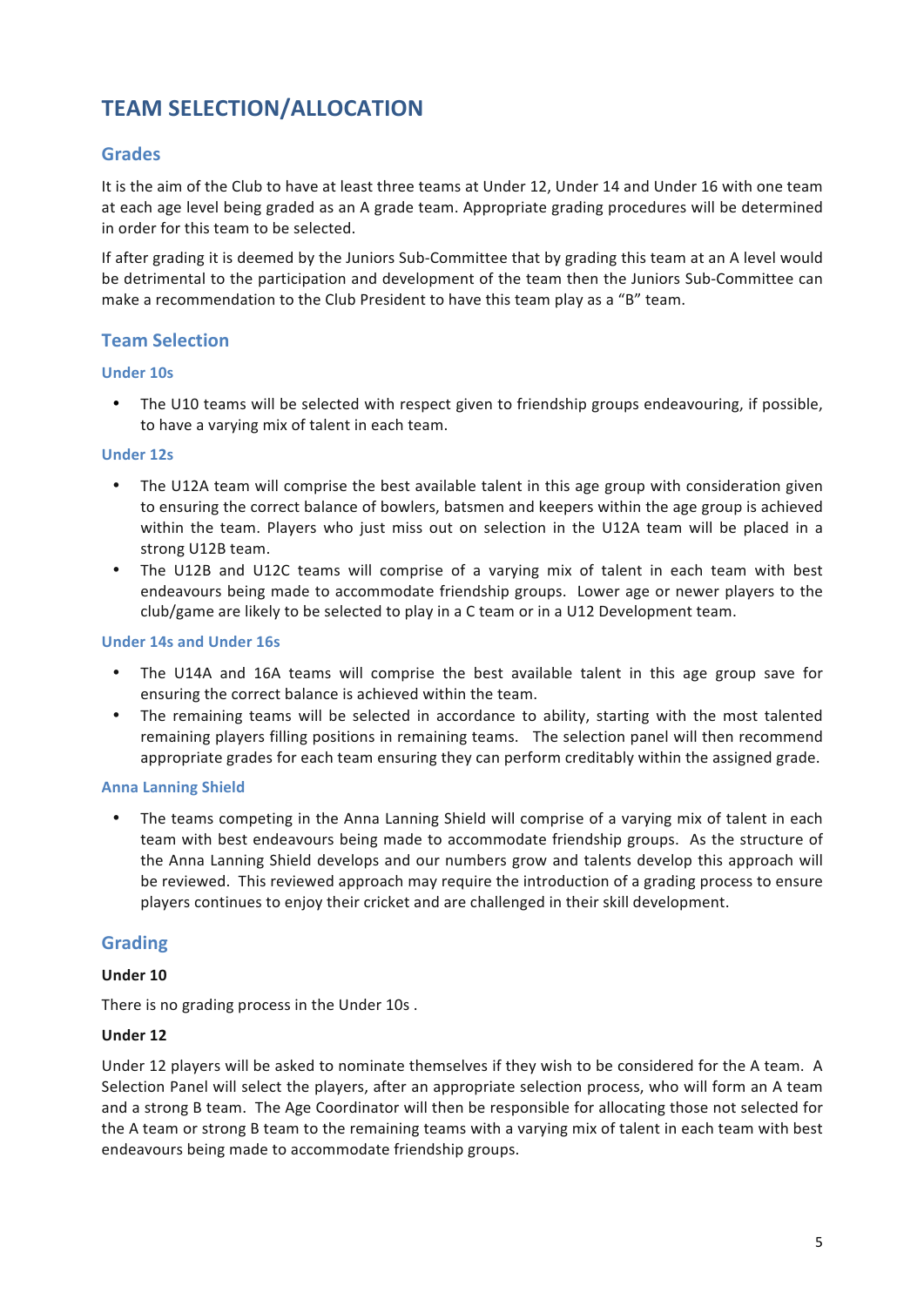# TEAM SELECTION/ALLOCATION

## Grades

It is the aim of the Club to have at least three teams at Under 12, Under 14 and Under 16 with one team at each age level being graded as an A grade team. Appropriate grading procedures will be determined in order for this team to be selected.

If after grading it is deemed by the Juniors Sub-Committee that by grading this team at an A level would be detrimental to the participation and development of the team then the Juniors Sub-Committee can make a recommendation to the Club President to have this team play as a "B" team.

## Team Selection

### Under 10s

- The U10 teams will be selected with respect given to friendship groups endeavouring, if possible, to have a varying mix of talent in each team.

### Under 12s

- The U12A team will comprise the best available talent in this age group with consideration given to ensuring the correct balance of bowlers, batsmen and keepers within the age group is achieved within the team. Players who just miss out on selection in the U12A team will be placed in a strong U12B team.
- The U12B and U12C teams will comprise of a varying mix of talent in each team with best endeavours being made to accommodate friendship groups. Lower age or newer players to the club/game are likely to be selected to play in a C team or in a U12 Development team.

### Under 14s and Under 16s

- The U14A and 16A teams will comprise the best available talent in this age group save for ensuring the correct balance is achieved within the team.
- The remaining teams will be selected in accordance to ability, starting with the most talented remaining players filling positions in remaining teams. The selection panel will then recommend appropriate grades for each team ensuring they can perform creditably within the assigned grade.

### Anna Lanning Shield

- The teams competing in the Anna Lanning Shield will comprise of a varying mix of talent in each team with best endeavours being made to accommodate friendship groups. As the structure of the Anna Lanning Shield develops and our numbers grow and talents develop this approach will be reviewed. This reviewed approach may require the introduction of a grading process to ensure players continues to enjoy their cricket and are challenged in their skill development.

## Grading

**Under 10**

There is no grading process in the Under 10s .

**Under 12**

Under 12 players will be asked to nominate themselves if they wish to be considered for the A team. A Selection Panel will select the players, after an appropriate selection process, who will form an A team and a strong B team. The Age Coordinator will then be responsible for allocating those not selected for the A team or strong B team to the remaining teams with a varying mix of talent in each team with best endeavours being made to accommodate friendship groups.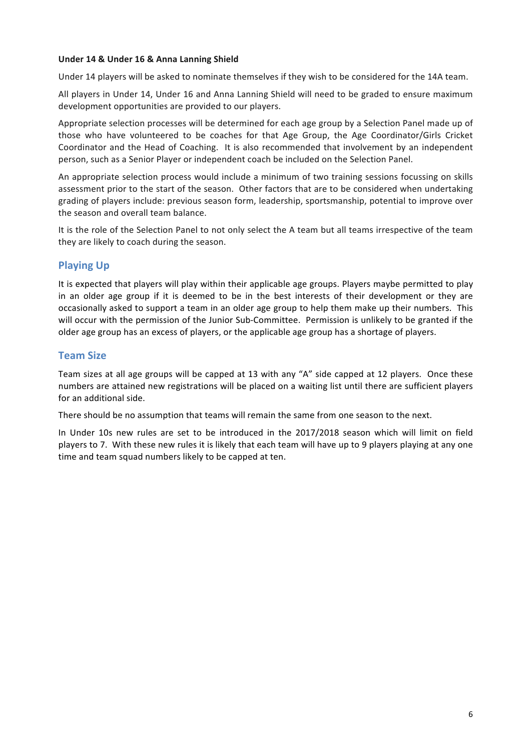**Under 14 & Under 16 & Anna Lanning Shield**

Under 14 players will be asked to nominate themselves if they wish to be considered for the 14A team.

All players in Under 14, Under 16 and Anna Lanning Shield will need to be graded to ensure maximum development opportunities are provided to our players.

Appropriate selection processes will be determined for each age group by a Selection Panel made up of those who have volunteered to be coaches for that Age Group, the Age Coordinator/Girls Cricket Coordinator and the Head of Coaching. It is also recommended that involvement by an independent person, such as a Senior Player or independent coach be included on the Selection Panel.

An appropriate selection process would include a minimum of two training sessions focussing on skills assessment prior to the start of the season. Other factors that are to be considered when undertaking grading of players include: previous season form, leadership, sportsmanship, potential to improve over the season and overall team balance.

It is the role of the Selection Panel to not only select the A team but all teams irrespective of the team they are likely to coach during the season.

## Playing Up

It is expected that players will play within their applicable age groups. Players maybe permitted to play in an older age group if it is deemed to be in the best interests of their development or they are occasionally asked to support a team in an older age group to help them make up their numbers. This will occur with the permission of the Junior Sub-Committee. Permission is unlikely to be granted if the older age group has an excess of players, or the applicable age group has a shortage of players.

## Team Size

Team sizes at all age groups will be capped at 13 with any "A" side capped at 12 players. Once these numbers are attained new registrations will be placed on a waiting list until there are sufficient players for an additional side.

There should be no assumption that teams will remain the same from one season to the next.

In Under 10s new rules are set to be introduced in the 2017/2018 season which will limit on field players to 7. With these new rules it is likely that each team will have up to 9 players playing at any one time and team squad numbers likely to be capped at ten.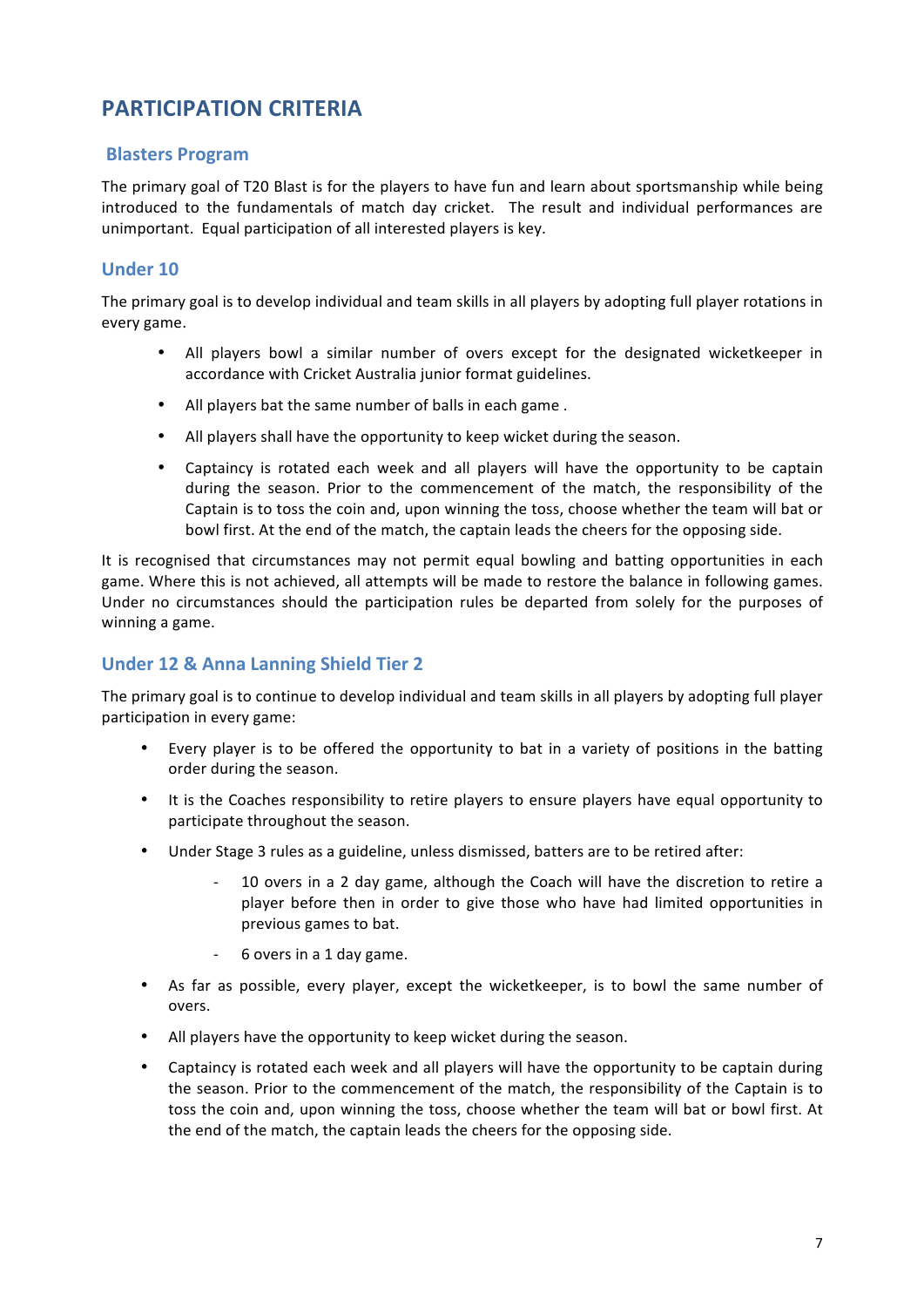# PARTICIPATION CRITERIA

## Blasters Program

The primary goal of T20 Blast is for the players to have fun and learn about sportsmanship while being introduced to the fundamentals of match day cricket. The result and individual performances are unimportant. Equal participation of all interested players is key.

## Under 10

The primary goal is to develop individual and team skills in all players by adopting full player rotations in every game.

- All players bowl a similar number of overs except for the designated wicketkeeper in accordance with Cricket Australia junior format guidelines.
- All players bat the same number of balls in each game .
- All players shall have the opportunity to keep wicket during the season.
- Captaincy is rotated each week and all players will have the opportunity to be captain during the season. Prior to the commencement of the match, the responsibility of the Captain is to toss the coin and, upon winning the toss, choose whether the team will bat or bowl first. At the end of the match, the captain leads the cheers for the opposing side.

It is recognised that circumstances may not permit equal bowling and batting opportunities in each game. Where this is not achieved, all attempts will be made to restore the balance in following games. Under no circumstances should the participation rules be departed from solely for the purposes of winning a game.

## Under 12 & Anna Lanning Shield Tier 2

The primary goal is to continue to develop individual and team skills in all players by adopting full player participation in every game:

- Every player is to be offered the opportunity to bat in a variety of positions in the batting order during the season.
- It is the Coaches responsibility to retire players to ensure players have equal opportunity to participate throughout the season.
- Under Stage 3 rules as a guideline, unless dismissed, batters are to be retired after:
  - 10 overs in a 2 day game, although the Coach will have the discretion to retire a player before then in order to give those who have had limited opportunities in previous games to bat.
  - 6 overs in a 1 day game.
- As far as possible, every player, except the wicketkeeper, is to bowl the same number of overs.
- All players have the opportunity to keep wicket during the season.
- Captaincy is rotated each week and all players will have the opportunity to be captain during the season. Prior to the commencement of the match, the responsibility of the Captain is to toss the coin and, upon winning the toss, choose whether the team will bat or bowl first. At the end of the match, the captain leads the cheers for the opposing side.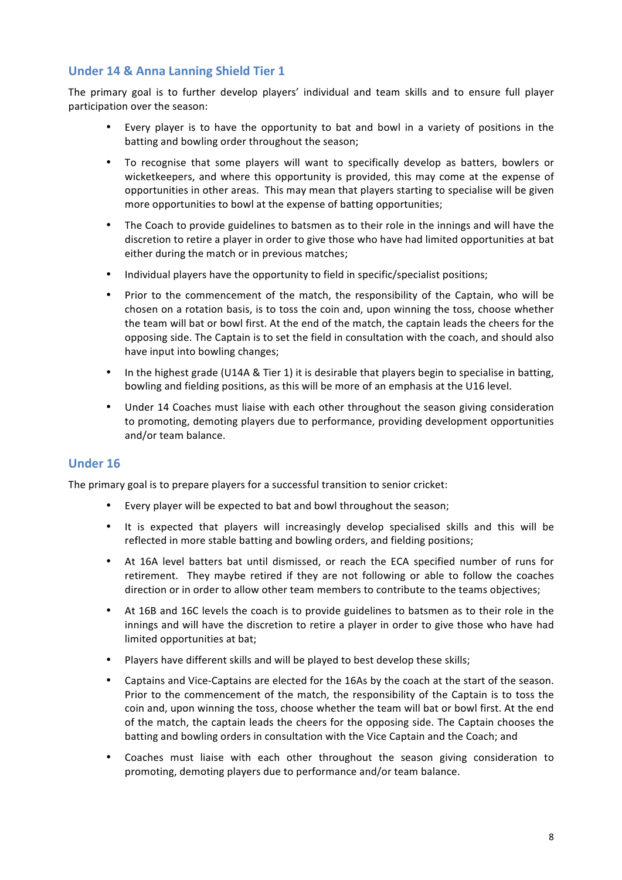## Under 14 & Anna Lanning Shield Tier 1

The primary goal is to further develop players' individual and team skills and to ensure full player participation over the season:

- Every player is to have the opportunity to bat and bowl in a variety of positions in the batting and bowling order throughout the season;
- To recognise that some players will want to specifically develop as batters, bowlers or wicketkeepers, and where this opportunity is provided, this may come at the expense of opportunities in other areas. This may mean that players starting to specialise will be given more opportunities to bowl at the expense of batting opportunities;
- The Coach to provide guidelines to batsmen as to their role in the innings and will have the discretion to retire a player in order to give those who have had limited opportunities at bat either during the match or in previous matches;
- Individual players have the opportunity to field in specific/specialist positions;
- Prior to the commencement of the match, the responsibility of the Captain, who will be chosen on a rotation basis, is to toss the coin and, upon winning the toss, choose whether the team will bat or bowl first. At the end of the match, the captain leads the cheers for the opposing side. The Captain is to set the field in consultation with the coach, and should also have input into bowling changes;
- In the highest grade (U14A & Tier 1) it is desirable that players begin to specialise in batting, bowling and fielding positions, as this will be more of an emphasis at the U16 level.
- Under 14 Coaches must liaise with each other throughout the season giving consideration to promoting, demoting players due to performance, providing development opportunities and/or team balance.

## Under 16

The primary goal is to prepare players for a successful transition to senior cricket:

- Every player will be expected to bat and bowl throughout the season;
- It is expected that players will increasingly develop specialised skills and this will be reflected in more stable batting and bowling orders, and fielding positions;
- At 16A level batters bat until dismissed, or reach the ECA specified number of runs for retirement. They maybe retired if they are not following or able to follow the coaches direction or in order to allow other team members to contribute to the teams objectives;
- At 16B and 16C levels the coach is to provide guidelines to batsmen as to their role in the innings and will have the discretion to retire a player in order to give those who have had limited opportunities at bat;
- Players have different skills and will be played to best develop these skills;
- Captains and Vice-Captains are elected for the 16As by the coach at the start of the season. Prior to the commencement of the match, the responsibility of the Captain is to toss the coin and, upon winning the toss, choose whether the team will bat or bowl first. At the end of the match, the captain leads the cheers for the opposing side. The Captain chooses the batting and bowling orders in consultation with the Vice Captain and the Coach; and
- Coaches must liaise with each other throughout the season giving consideration to promoting, demoting players due to performance and/or team balance.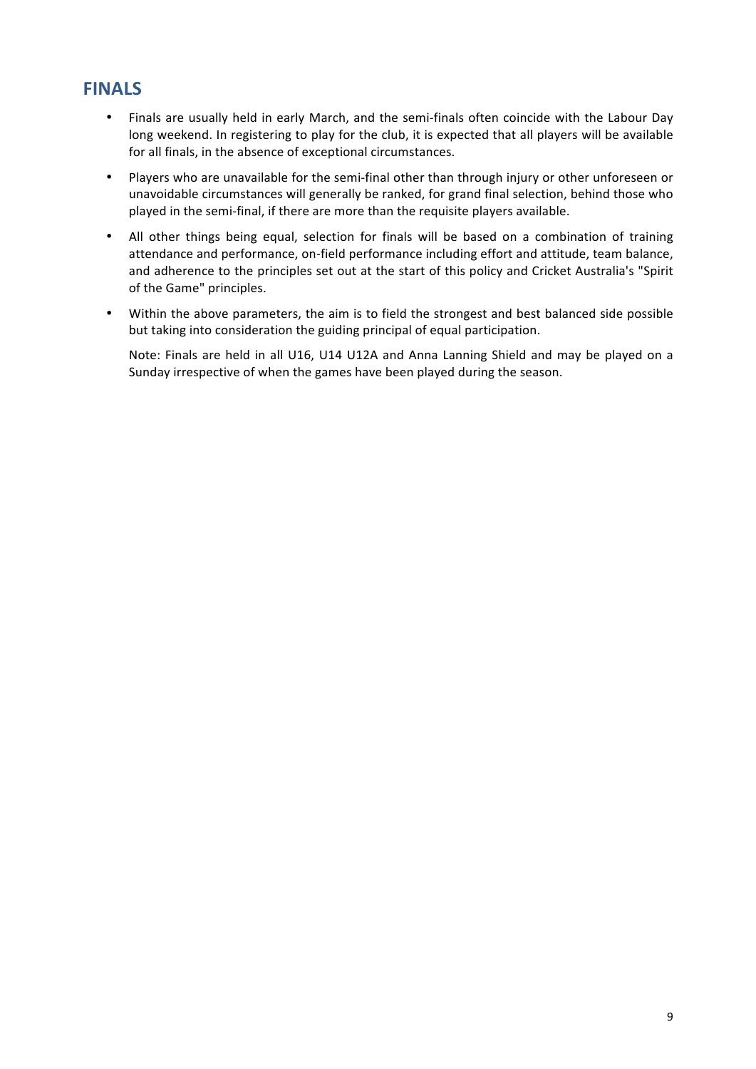## FINALS

- Finals are usually held in early March, and the semi-finals often coincide with the Labour Day long weekend. In registering to play for the club, it is expected that all players will be available for all finals, in the absence of exceptional circumstances.
- Players who are unavailable for the semi-final other than through injury or other unforeseen or unavoidable circumstances will generally be ranked, for grand final selection, behind those who played in the semi-final, if there are more than the requisite players available.
- All other things being equal, selection for finals will be based on a combination of training attendance and performance, on-field performance including effort and attitude, team balance, and adherence to the principles set out at the start of this policy and Cricket Australia's "Spirit of the Game" principles.
- Within the above parameters, the aim is to field the strongest and best balanced side possible but taking into consideration the guiding principal of equal participation.

  Note: Finals are held in all U16, U14 U12A and Anna Lanning Shield and may be played on a Sunday irrespective of when the games have been played during the season.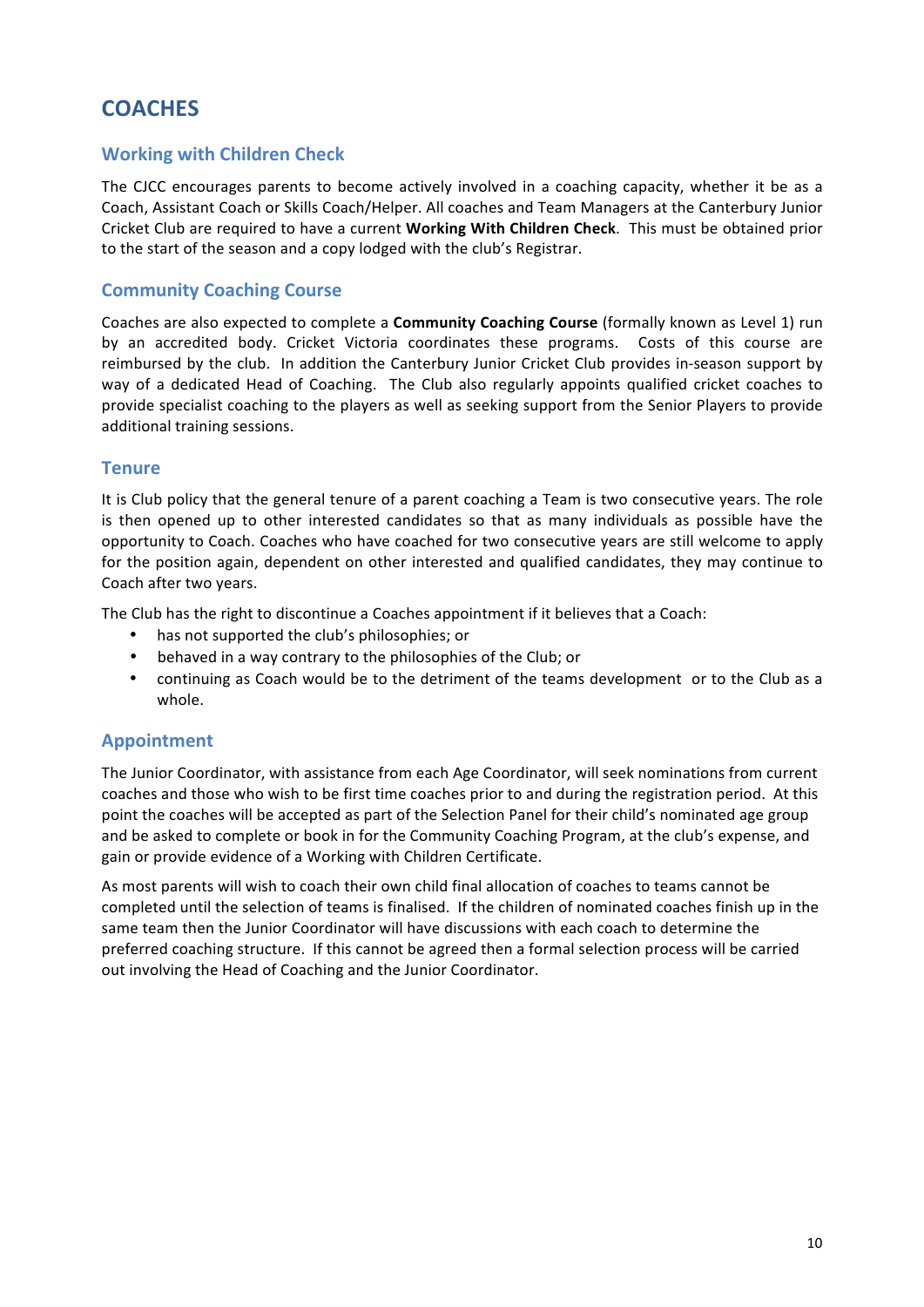# COACHES

## Working with Children Check

The CJCC encourages parents to become actively involved in a coaching capacity, whether it be as a Coach, Assistant Coach or Skills Coach/Helper. All coaches and Team Managers at the Canterbury Junior Cricket Club are required to have a current **Working With Children Check**. This must be obtained prior to the start of the season and a copy lodged with the club's Registrar.

## Community Coaching Course

Coaches are also expected to complete a **Community Coaching Course** (formally known as Level 1) run by an accredited body. Cricket Victoria coordinates these programs. Costs of this course are reimbursed by the club. In addition the Canterbury Junior Cricket Club provides in-season support by way of a dedicated Head of Coaching. The Club also regularly appoints qualified cricket coaches to provide specialist coaching to the players as well as seeking support from the Senior Players to provide additional training sessions.

## Tenure

It is Club policy that the general tenure of a parent coaching a Team is two consecutive years. The role is then opened up to other interested candidates so that as many individuals as possible have the opportunity to Coach. Coaches who have coached for two consecutive years are still welcome to apply for the position again, dependent on other interested and qualified candidates, they may continue to Coach after two years.

The Club has the right to discontinue a Coaches appointment if it believes that a Coach:

- has not supported the club's philosophies; or
- behaved in a way contrary to the philosophies of the Club; or
- continuing as Coach would be to the detriment of the teams development or to the Club as a whole.

## Appointment

The Junior Coordinator, with assistance from each Age Coordinator, will seek nominations from current coaches and those who wish to be first time coaches prior to and during the registration period. At this point the coaches will be accepted as part of the Selection Panel for their child's nominated age group and be asked to complete or book in for the Community Coaching Program, at the club's expense, and gain or provide evidence of a Working with Children Certificate.

As most parents will wish to coach their own child final allocation of coaches to teams cannot be completed until the selection of teams is finalised. If the children of nominated coaches finish up in the same team then the Junior Coordinator will have discussions with each coach to determine the preferred coaching structure. If this cannot be agreed then a formal selection process will be carried out involving the Head of Coaching and the Junior Coordinator.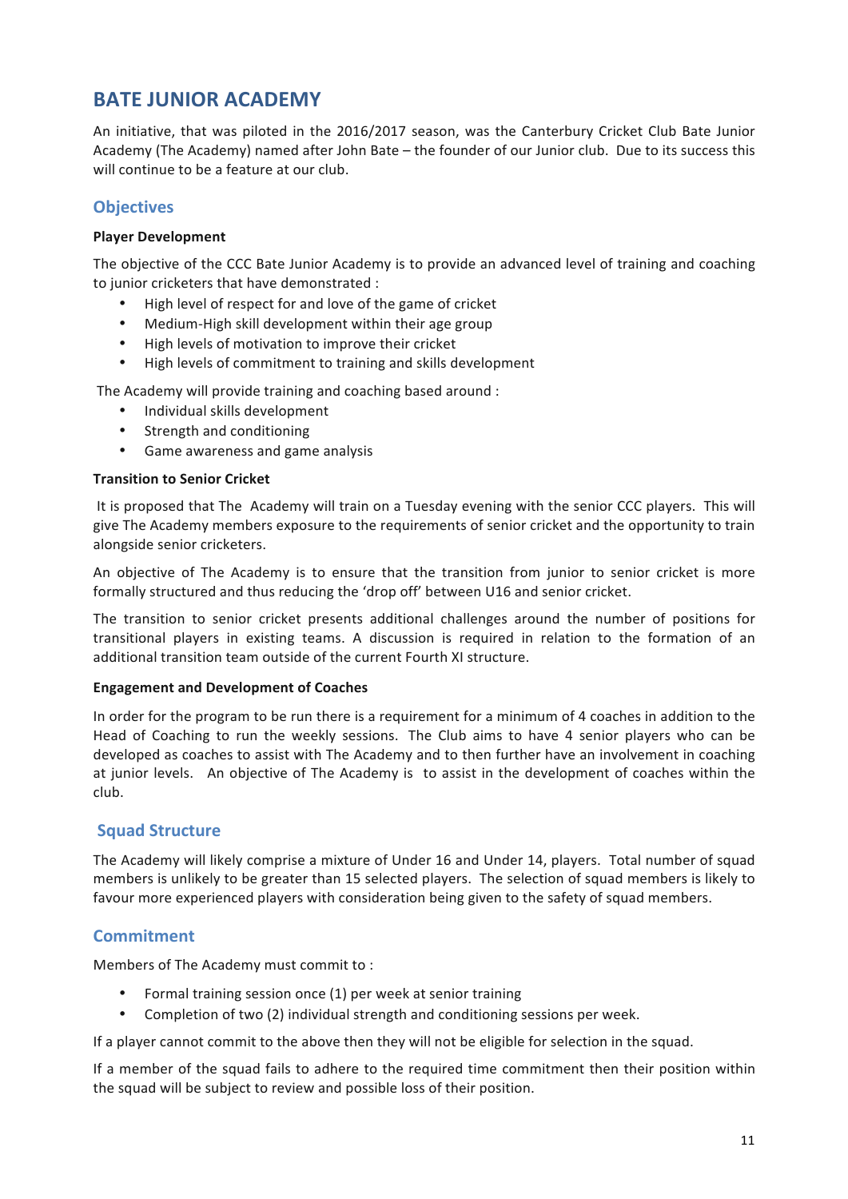# BATE JUNIOR ACADEMY

An initiative, that was piloted in the 2016/2017 season, was the Canterbury Cricket Club Bate Junior Academy (The Academy) named after John Bate – the founder of our Junior club. Due to its success this will continue to be a feature at our club.

## Objectives

**Player Development**

The objective of the CCC Bate Junior Academy is to provide an advanced level of training and coaching to junior cricketers that have demonstrated :

- High level of respect for and love of the game of cricket
- Medium-High skill development within their age group
- High levels of motivation to improve their cricket
- High levels of commitment to training and skills development

The Academy will provide training and coaching based around :

- Individual skills development
- Strength and conditioning
- Game awareness and game analysis

**Transition to Senior Cricket**

It is proposed that The Academy will train on a Tuesday evening with the senior CCC players. This will give The Academy members exposure to the requirements of senior cricket and the opportunity to train alongside senior cricketers.

An objective of The Academy is to ensure that the transition from junior to senior cricket is more formally structured and thus reducing the 'drop off' between U16 and senior cricket.

The transition to senior cricket presents additional challenges around the number of positions for transitional players in existing teams. A discussion is required in relation to the formation of an additional transition team outside of the current Fourth XI structure.

**Engagement and Development of Coaches**

In order for the program to be run there is a requirement for a minimum of 4 coaches in addition to the Head of Coaching to run the weekly sessions. The Club aims to have 4 senior players who can be developed as coaches to assist with The Academy and to then further have an involvement in coaching at junior levels. An objective of The Academy is to assist in the development of coaches within the club.

## Squad Structure

The Academy will likely comprise a mixture of Under 16 and Under 14, players. Total number of squad members is unlikely to be greater than 15 selected players. The selection of squad members is likely to favour more experienced players with consideration being given to the safety of squad members.

## Commitment

Members of The Academy must commit to :

- Formal training session once (1) per week at senior training
- Completion of two (2) individual strength and conditioning sessions per week.

If a player cannot commit to the above then they will not be eligible for selection in the squad.

If a member of the squad fails to adhere to the required time commitment then their position within the squad will be subject to review and possible loss of their position.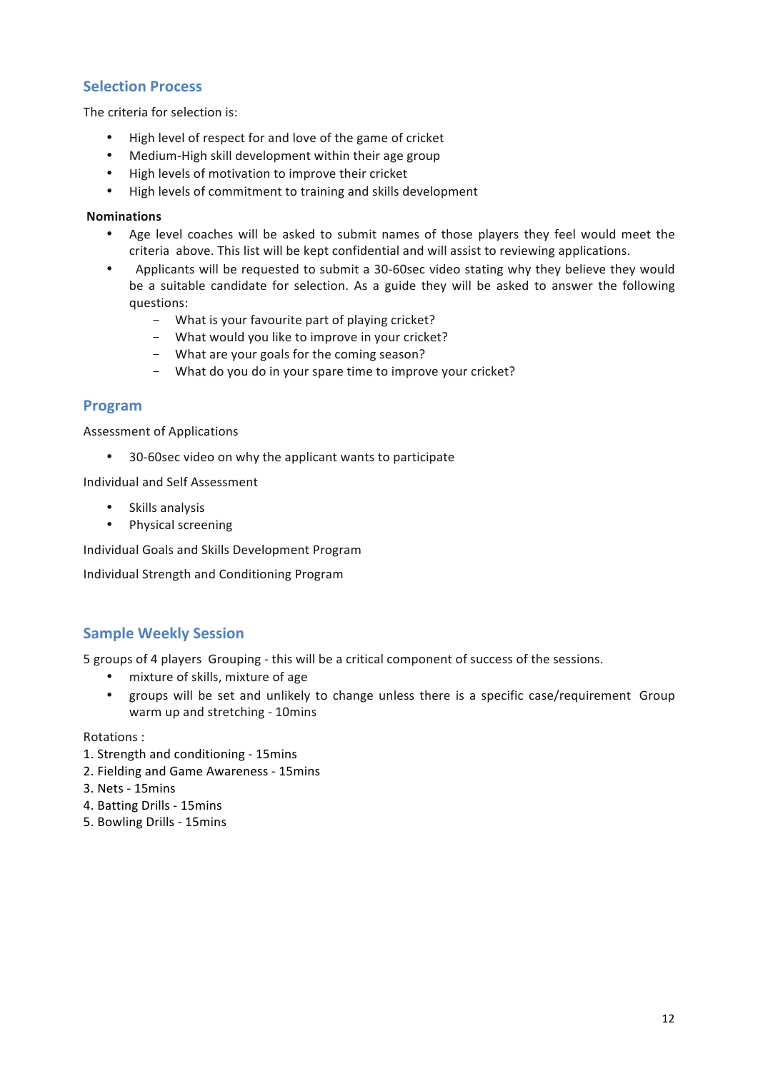## Selection Process

The criteria for selection is:

- High level of respect for and love of the game of cricket
- Medium-High skill development within their age group
- High levels of motivation to improve their cricket
- High levels of commitment to training and skills development

**Nominations**

- Age level coaches will be asked to submit names of those players they feel would meet the criteria above. This list will be kept confidential and will assist to reviewing applications.
- Applicants will be requested to submit a 30-60sec video stating why they believe they would be a suitable candidate for selection. As a guide they will be asked to answer the following questions:
  - What is your favourite part of playing cricket?
  - What would you like to improve in your cricket?
  - What are your goals for the coming season?
  - What do you do in your spare time to improve your cricket?

## Program

Assessment of Applications

- 30-60sec video on why the applicant wants to participate

Individual and Self Assessment

- Skills analysis
- Physical screening

Individual Goals and Skills Development Program

Individual Strength and Conditioning Program

## Sample Weekly Session

5 groups of 4 players Grouping - this will be a critical component of success of the sessions.

- mixture of skills, mixture of age
- groups will be set and unlikely to change unless there is a specific case/requirement Group warm up and stretching - 10mins

Rotations :

1. Strength and conditioning - 15mins
2. Fielding and Game Awareness - 15mins
3. Nets - 15mins
4. Batting Drills - 15mins
5. Bowling Drills - 15mins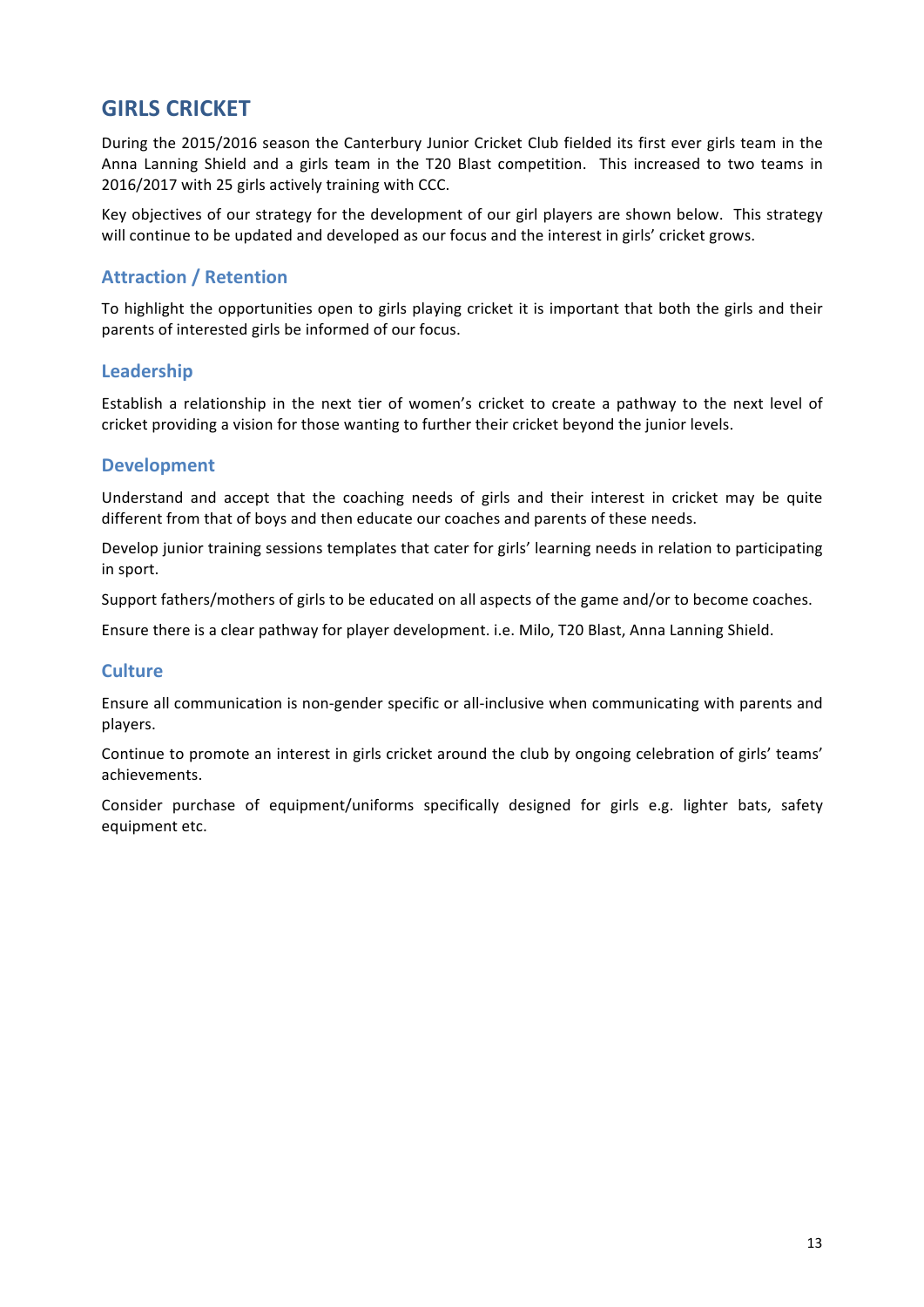## GIRLS CRICKET

During the 2015/2016 season the Canterbury Junior Cricket Club fielded its first ever girls team in the Anna Lanning Shield and a girls team in the T20 Blast competition. This increased to two teams in 2016/2017 with 25 girls actively training with CCC.

Key objectives of our strategy for the development of our girl players are shown below. This strategy will continue to be updated and developed as our focus and the interest in girls' cricket grows.

### Attraction / Retention

To highlight the opportunities open to girls playing cricket it is important that both the girls and their parents of interested girls be informed of our focus.

### Leadership

Establish a relationship in the next tier of women's cricket to create a pathway to the next level of cricket providing a vision for those wanting to further their cricket beyond the junior levels.

### Development

Understand and accept that the coaching needs of girls and their interest in cricket may be quite different from that of boys and then educate our coaches and parents of these needs.

Develop junior training sessions templates that cater for girls' learning needs in relation to participating in sport.

Support fathers/mothers of girls to be educated on all aspects of the game and/or to become coaches.

Ensure there is a clear pathway for player development. i.e. Milo, T20 Blast, Anna Lanning Shield.

### Culture

Ensure all communication is non-gender specific or all-inclusive when communicating with parents and players.

Continue to promote an interest in girls cricket around the club by ongoing celebration of girls' teams' achievements.

Consider purchase of equipment/uniforms specifically designed for girls e.g. lighter bats, safety equipment etc.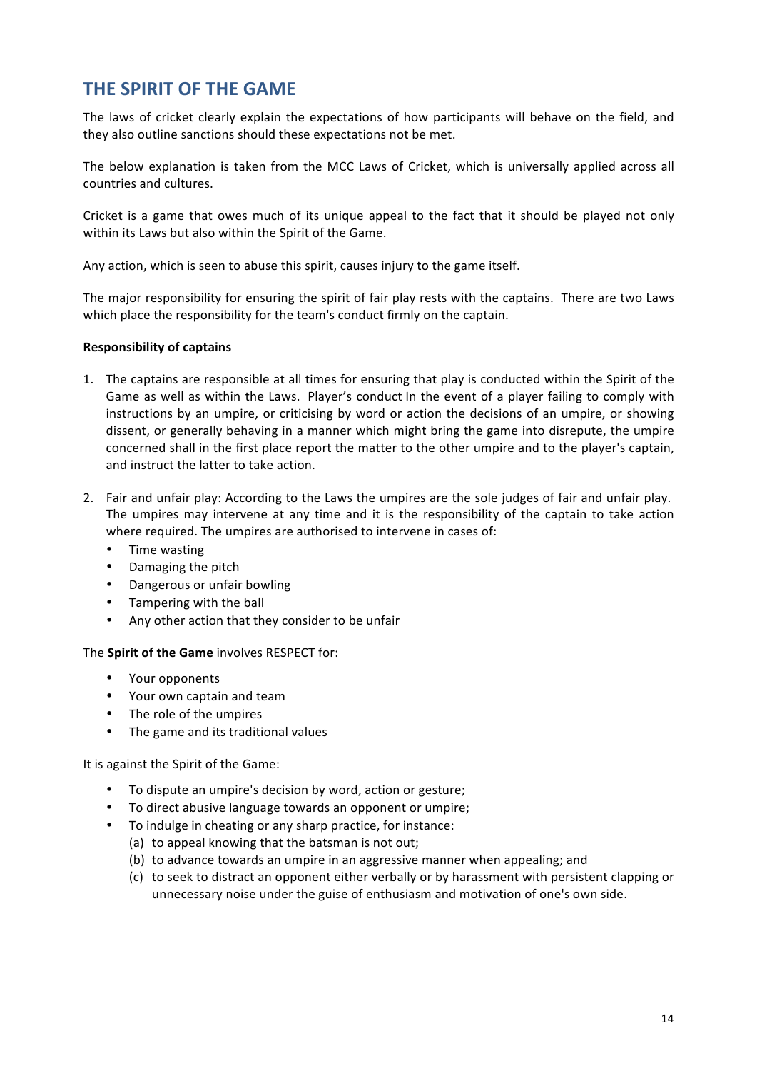## THE SPIRIT OF THE GAME

The laws of cricket clearly explain the expectations of how participants will behave on the field, and they also outline sanctions should these expectations not be met.

The below explanation is taken from the MCC Laws of Cricket, which is universally applied across all countries and cultures.

Cricket is a game that owes much of its unique appeal to the fact that it should be played not only within its Laws but also within the Spirit of the Game.

Any action, which is seen to abuse this spirit, causes injury to the game itself.

The major responsibility for ensuring the spirit of fair play rests with the captains. There are two Laws which place the responsibility for the team's conduct firmly on the captain.

**Responsibility of captains**

1. The captains are responsible at all times for ensuring that play is conducted within the Spirit of the Game as well as within the Laws. Player's conduct In the event of a player failing to comply with instructions by an umpire, or criticising by word or action the decisions of an umpire, or showing dissent, or generally behaving in a manner which might bring the game into disrepute, the umpire concerned shall in the first place report the matter to the other umpire and to the player's captain, and instruct the latter to take action.

2. Fair and unfair play: According to the Laws the umpires are the sole judges of fair and unfair play. The umpires may intervene at any time and it is the responsibility of the captain to take action where required. The umpires are authorised to intervene in cases of:
   - Time wasting
   - Damaging the pitch
   - Dangerous or unfair bowling
   - Tampering with the ball
   - Any other action that they consider to be unfair

The **Spirit of the Game** involves RESPECT for:

- Your opponents
- Your own captain and team
- The role of the umpires
- The game and its traditional values

It is against the Spirit of the Game:

- To dispute an umpire's decision by word, action or gesture;
- To direct abusive language towards an opponent or umpire;
- To indulge in cheating or any sharp practice, for instance:
  (a) to appeal knowing that the batsman is not out;
  (b) to advance towards an umpire in an aggressive manner when appealing; and
  (c) to seek to distract an opponent either verbally or by harassment with persistent clapping or unnecessary noise under the guise of enthusiasm and motivation of one's own side.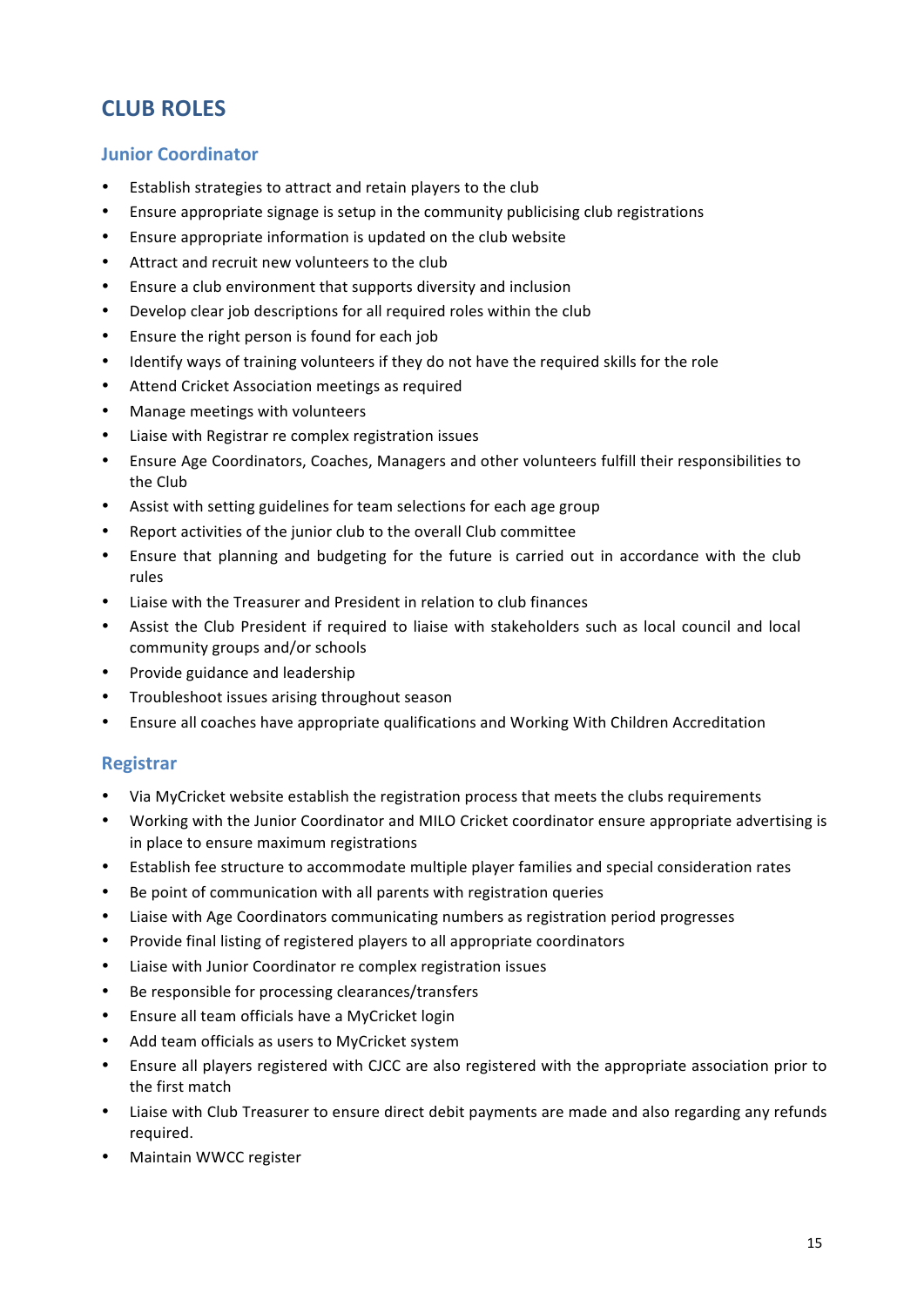# CLUB ROLES

## Junior Coordinator

- Establish strategies to attract and retain players to the club
- Ensure appropriate signage is setup in the community publicising club registrations
- Ensure appropriate information is updated on the club website
- Attract and recruit new volunteers to the club
- Ensure a club environment that supports diversity and inclusion
- Develop clear job descriptions for all required roles within the club
- Ensure the right person is found for each job
- Identify ways of training volunteers if they do not have the required skills for the role
- Attend Cricket Association meetings as required
- Manage meetings with volunteers
- Liaise with Registrar re complex registration issues
- Ensure Age Coordinators, Coaches, Managers and other volunteers fulfill their responsibilities to the Club
- Assist with setting guidelines for team selections for each age group
- Report activities of the junior club to the overall Club committee
- Ensure that planning and budgeting for the future is carried out in accordance with the club rules
- Liaise with the Treasurer and President in relation to club finances
- Assist the Club President if required to liaise with stakeholders such as local council and local community groups and/or schools
- Provide guidance and leadership
- Troubleshoot issues arising throughout season
- Ensure all coaches have appropriate qualifications and Working With Children Accreditation

## Registrar

- Via MyCricket website establish the registration process that meets the clubs requirements
- Working with the Junior Coordinator and MILO Cricket coordinator ensure appropriate advertising is in place to ensure maximum registrations
- Establish fee structure to accommodate multiple player families and special consideration rates
- Be point of communication with all parents with registration queries
- Liaise with Age Coordinators communicating numbers as registration period progresses
- Provide final listing of registered players to all appropriate coordinators
- Liaise with Junior Coordinator re complex registration issues
- Be responsible for processing clearances/transfers
- Ensure all team officials have a MyCricket login
- Add team officials as users to MyCricket system
- Ensure all players registered with CJCC are also registered with the appropriate association prior to the first match
- Liaise with Club Treasurer to ensure direct debit payments are made and also regarding any refunds required.
- Maintain WWCC register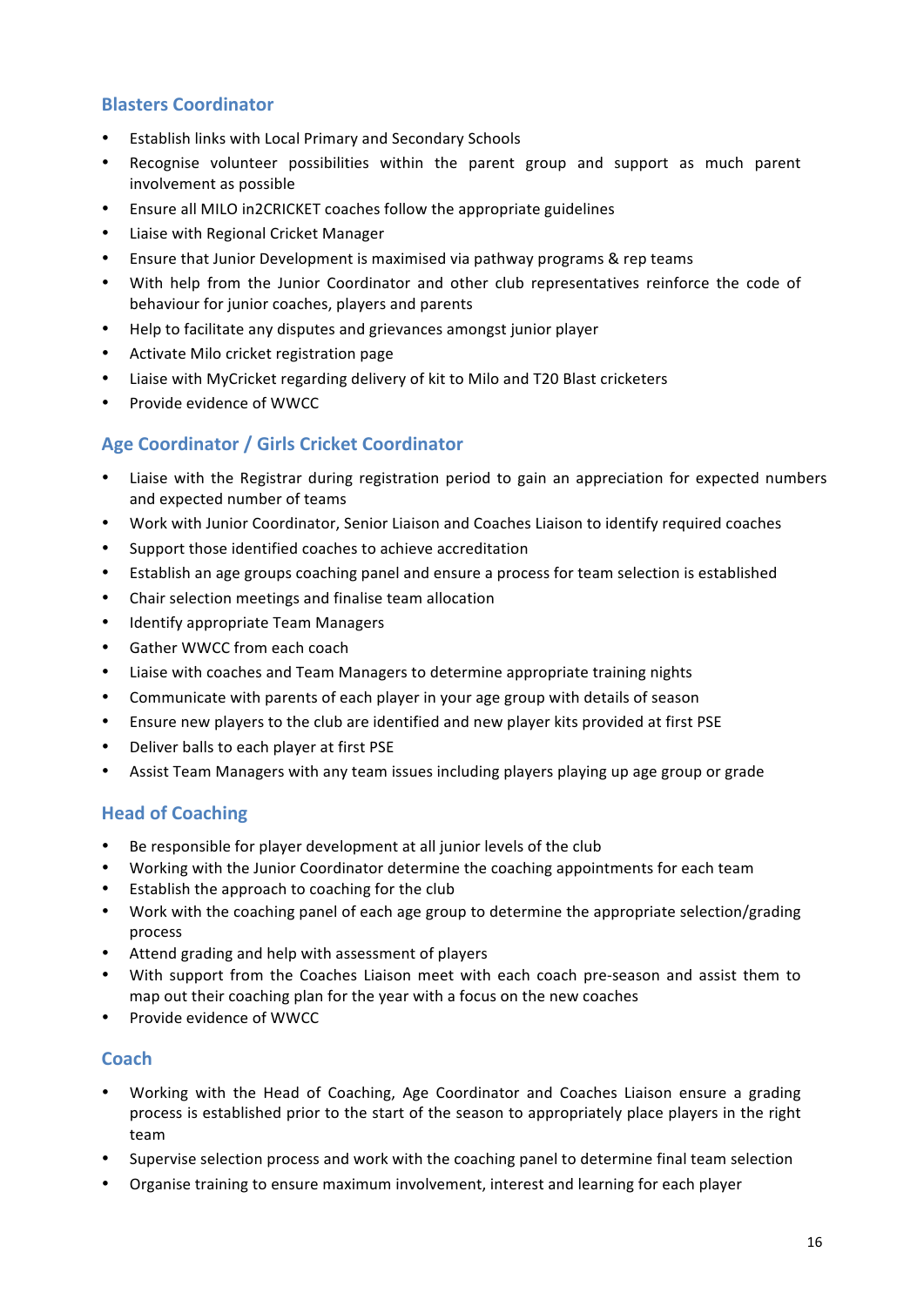## Blasters Coordinator

- Establish links with Local Primary and Secondary Schools
- Recognise volunteer possibilities within the parent group and support as much parent involvement as possible
- Ensure all MILO in2CRICKET coaches follow the appropriate guidelines
- Liaise with Regional Cricket Manager
- Ensure that Junior Development is maximised via pathway programs & rep teams
- With help from the Junior Coordinator and other club representatives reinforce the code of behaviour for junior coaches, players and parents
- Help to facilitate any disputes and grievances amongst junior player
- Activate Milo cricket registration page
- Liaise with MyCricket regarding delivery of kit to Milo and T20 Blast cricketers
- Provide evidence of WWCC

## Age Coordinator / Girls Cricket Coordinator

- Liaise with the Registrar during registration period to gain an appreciation for expected numbers and expected number of teams
- Work with Junior Coordinator, Senior Liaison and Coaches Liaison to identify required coaches
- Support those identified coaches to achieve accreditation
- Establish an age groups coaching panel and ensure a process for team selection is established
- Chair selection meetings and finalise team allocation
- Identify appropriate Team Managers
- Gather WWCC from each coach
- Liaise with coaches and Team Managers to determine appropriate training nights
- Communicate with parents of each player in your age group with details of season
- Ensure new players to the club are identified and new player kits provided at first PSE
- Deliver balls to each player at first PSE
- Assist Team Managers with any team issues including players playing up age group or grade

## Head of Coaching

- Be responsible for player development at all junior levels of the club
- Working with the Junior Coordinator determine the coaching appointments for each team
- Establish the approach to coaching for the club
- Work with the coaching panel of each age group to determine the appropriate selection/grading process
- Attend grading and help with assessment of players
- With support from the Coaches Liaison meet with each coach pre-season and assist them to map out their coaching plan for the year with a focus on the new coaches
- Provide evidence of WWCC

## Coach

- Working with the Head of Coaching, Age Coordinator and Coaches Liaison ensure a grading process is established prior to the start of the season to appropriately place players in the right team
- Supervise selection process and work with the coaching panel to determine final team selection
- Organise training to ensure maximum involvement, interest and learning for each player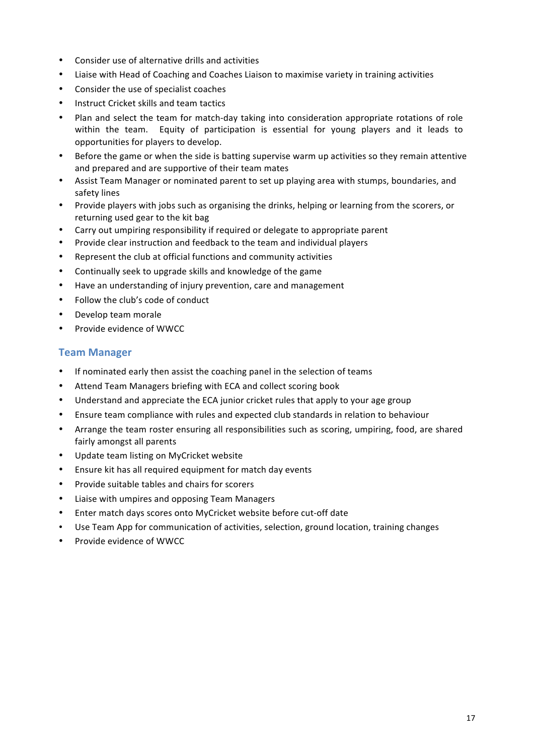- Consider use of alternative drills and activities
- Liaise with Head of Coaching and Coaches Liaison to maximise variety in training activities
- Consider the use of specialist coaches
- Instruct Cricket skills and team tactics
- Plan and select the team for match-day taking into consideration appropriate rotations of role within the team. Equity of participation is essential for young players and it leads to opportunities for players to develop.
- Before the game or when the side is batting supervise warm up activities so they remain attentive and prepared and are supportive of their team mates
- Assist Team Manager or nominated parent to set up playing area with stumps, boundaries, and safety lines
- Provide players with jobs such as organising the drinks, helping or learning from the scorers, or returning used gear to the kit bag
- Carry out umpiring responsibility if required or delegate to appropriate parent
- Provide clear instruction and feedback to the team and individual players
- Represent the club at official functions and community activities
- Continually seek to upgrade skills and knowledge of the game
- Have an understanding of injury prevention, care and management
- Follow the club's code of conduct
- Develop team morale
- Provide evidence of WWCC

## Team Manager

- If nominated early then assist the coaching panel in the selection of teams
- Attend Team Managers briefing with ECA and collect scoring book
- Understand and appreciate the ECA junior cricket rules that apply to your age group
- Ensure team compliance with rules and expected club standards in relation to behaviour
- Arrange the team roster ensuring all responsibilities such as scoring, umpiring, food, are shared fairly amongst all parents
- Update team listing on MyCricket website
- Ensure kit has all required equipment for match day events
- Provide suitable tables and chairs for scorers
- Liaise with umpires and opposing Team Managers
- Enter match days scores onto MyCricket website before cut-off date
- Use Team App for communication of activities, selection, ground location, training changes
- Provide evidence of WWCC